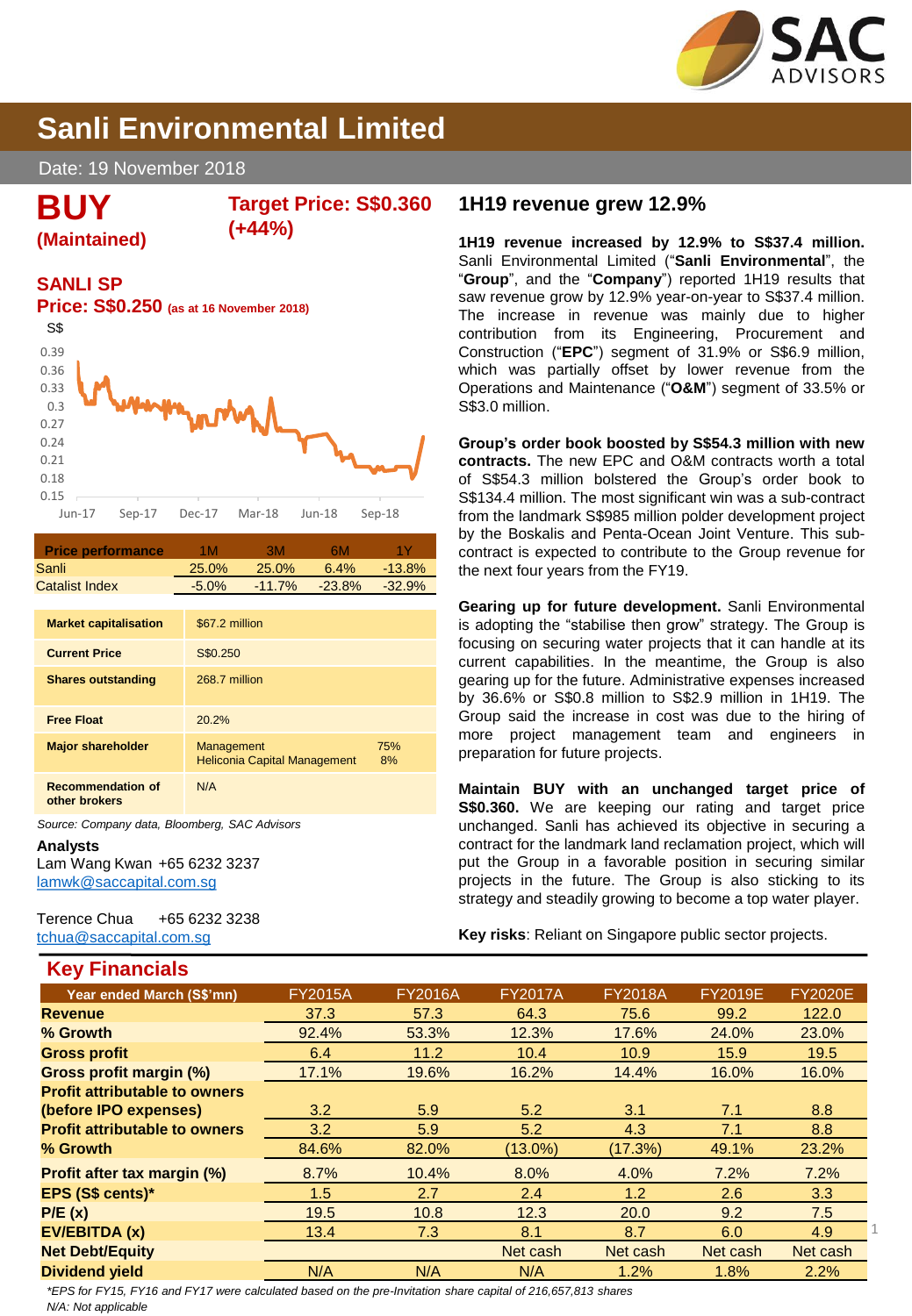# Sanli Environmental Limited

Date: 19 November 2018

**BUY**
**(Maintained)**

**Target Price: S$0.360 (+44%)**

**SANLI SP**

**Price: S$0.250** (as at 16 November 2018)

| Price performance | 1M | 3M | 6M | 1Y |
|---|---|---|---|---|
| Sanli | 25.0% | 25.0% | 6.4% | -13.8% |
| Catalist Index | -5.0% | -11.7% | -23.8% | -32.9% |

| | |
|---|---|
| **Market capitalisation** | $67.2 million |
| **Current Price** | S$0.250 |
| **Shares outstanding** | 268.7 million |
| **Free Float** | 20.2% |
| **Major shareholder** | Management 75%<br>Heliconia Capital Management 8% |
| **Recommendation of other brokers** | N/A |

*Source: Company data, Bloomberg, SAC Advisors*

**Analysts**

Lam Wang Kwan +65 6232 3237
lamwk@saccapital.com.sg

Terence Chua +65 6232 3238
tchua@saccapital.com.sg

## 1H19 revenue grew 12.9%

**1H19 revenue increased by 12.9% to S$37.4 million.** Sanli Environmental Limited ("**Sanli Environmental**", the "**Group**", and the "**Company**") reported 1H19 results that saw revenue grow by 12.9% year-on-year to S$37.4 million. The increase in revenue was mainly due to higher contribution from its Engineering, Procurement and Construction ("**EPC**") segment of 31.9% or S$6.9 million, which was partially offset by lower revenue from the Operations and Maintenance ("**O&M**") segment of 33.5% or S$3.0 million.

**Group's order book boosted by S$54.3 million with new contracts.** The new EPC and O&M contracts worth a total of S$54.3 million bolstered the Group's order book to S$134.4 million. The most significant win was a sub-contract from the landmark S$985 million polder development project by the Boskalis and Penta-Ocean Joint Venture. This sub-contract is expected to contribute to the Group revenue for the next four years from the FY19.

**Gearing up for future development.** Sanli Environmental is adopting the "stabilise then grow" strategy. The Group is focusing on securing water projects that it can handle at its current capabilities. In the meantime, the Group is also gearing up for the future. Administrative expenses increased by 36.6% or S$0.8 million to S$2.9 million in 1H19. The Group said the increase in cost was due to the hiring of more project management team and engineers in preparation for future projects.

**Maintain BUY with an unchanged target price of S$0.360.** We are keeping our rating and target price unchanged. Sanli has achieved its objective in securing a contract for the landmark land reclamation project, which will put the Group in a favorable position in securing similar projects in the future. The Group is also sticking to its strategy and steadily growing to become a top water player.

**Key risks**: Reliant on Singapore public sector projects.

## Key Financials

| Year ended March (S$'mn) | FY2015A | FY2016A | FY2017A | FY2018A | FY2019E | FY2020E |
|---|---|---|---|---|---|---|
| **Revenue** | 37.3 | 57.3 | 64.3 | 75.6 | 99.2 | 122.0 |
| **% Growth** | 92.4% | 53.3% | 12.3% | 17.6% | 24.0% | 23.0% |
| **Gross profit** | 6.4 | 11.2 | 10.4 | 10.9 | 15.9 | 19.5 |
| **Gross profit margin (%)** | 17.1% | 19.6% | 16.2% | 14.4% | 16.0% | 16.0% |
| **Profit attributable to owners (before IPO expenses)** | 3.2 | 5.9 | 5.2 | 3.1 | 7.1 | 8.8 |
| **Profit attributable to owners** | 3.2 | 5.9 | 5.2 | 4.3 | 7.1 | 8.8 |
| **% Growth** | 84.6% | 82.0% | (13.0%) | (17.3%) | 49.1% | 23.2% |
| **Profit after tax margin (%)** | 8.7% | 10.4% | 8.0% | 4.0% | 7.2% | 7.2% |
| **EPS (S$ cents)*** | 1.5 | 2.7 | 2.4 | 1.2 | 2.6 | 3.3 |
| **P/E (x)** | 19.5 | 10.8 | 12.3 | 20.0 | 9.2 | 7.5 |
| **EV/EBITDA (x)** | 13.4 | 7.3 | 8.1 | 8.7 | 6.0 | 4.9 |
| **Net Debt/Equity** | | | Net cash | Net cash | Net cash | Net cash |
| **Dividend yield** | N/A | N/A | N/A | 1.2% | 1.8% | 2.2% |

*\*EPS for FY15, FY16 and FY17 were calculated based on the pre-Invitation share capital of 216,657,813 shares*

*N/A: Not applicable*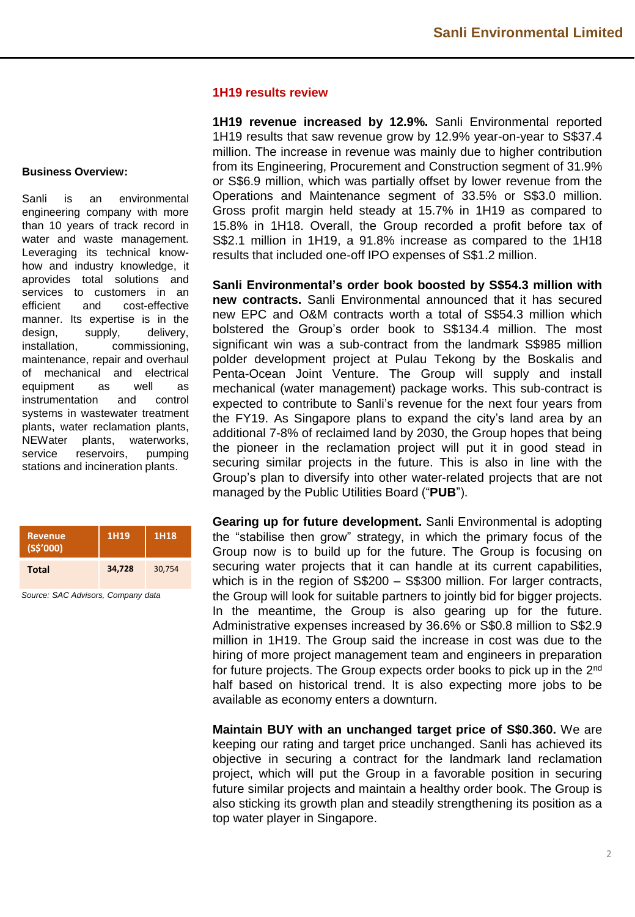**Business Overview:**

Sanli is an environmental engineering company with more than 10 years of track record in water and waste management. Leveraging its technical know-how and industry knowledge, it aprovides total solutions and services to customers in an efficient and cost-effective manner. Its expertise is in the design, supply, delivery, installation, commissioning, maintenance, repair and overhaul of mechanical and electrical equipment as well as instrumentation and control systems in wastewater treatment plants, water reclamation plants, NEWater plants, waterworks, service reservoirs, pumping stations and incineration plants.

| Revenue (S$'000) | 1H19 | 1H18 |
|---|---|---|
| **Total** | **34,728** | 30,754 |

*Source: SAC Advisors, Company data*

## 1H19 results review

**1H19 revenue increased by 12.9%.** Sanli Environmental reported 1H19 results that saw revenue grow by 12.9% year-on-year to S$37.4 million. The increase in revenue was mainly due to higher contribution from its Engineering, Procurement and Construction segment of 31.9% or S$6.9 million, which was partially offset by lower revenue from the Operations and Maintenance segment of 33.5% or S$3.0 million. Gross profit margin held steady at 15.7% in 1H19 as compared to 15.8% in 1H18. Overall, the Group recorded a profit before tax of S$2.1 million in 1H19, a 91.8% increase as compared to the 1H18 results that included one-off IPO expenses of S$1.2 million.

**Sanli Environmental's order book boosted by S$54.3 million with new contracts.** Sanli Environmental announced that it has secured new EPC and O&M contracts worth a total of S$54.3 million which bolstered the Group's order book to S$134.4 million. The most significant win was a sub-contract from the landmark S$985 million polder development project at Pulau Tekong by the Boskalis and Penta-Ocean Joint Venture. The Group will supply and install mechanical (water management) package works. This sub-contract is expected to contribute to Sanli's revenue for the next four years from the FY19. As Singapore plans to expand the city's land area by an additional 7-8% of reclaimed land by 2030, the Group hopes that being the pioneer in the reclamation project will put it in good stead in securing similar projects in the future. This is also in line with the Group's plan to diversify into other water-related projects that are not managed by the Public Utilities Board ("**PUB**").

**Gearing up for future development.** Sanli Environmental is adopting the "stabilise then grow" strategy, in which the primary focus of the Group now is to build up for the future. The Group is focusing on securing water projects that it can handle at its current capabilities, which is in the region of S$200 – S$300 million. For larger contracts, the Group will look for suitable partners to jointly bid for bigger projects. In the meantime, the Group is also gearing up for the future. Administrative expenses increased by 36.6% or S$0.8 million to S$2.9 million in 1H19. The Group said the increase in cost was due to the hiring of more project management team and engineers in preparation for future projects. The Group expects order books to pick up in the 2nd half based on historical trend. It is also expecting more jobs to be available as economy enters a downturn.

**Maintain BUY with an unchanged target price of S$0.360.** We are keeping our rating and target price unchanged. Sanli has achieved its objective in securing a contract for the landmark land reclamation project, which will put the Group in a favorable position in securing future similar projects and maintain a healthy order book. The Group is also sticking its growth plan and steadily strengthening its position as a top water player in Singapore.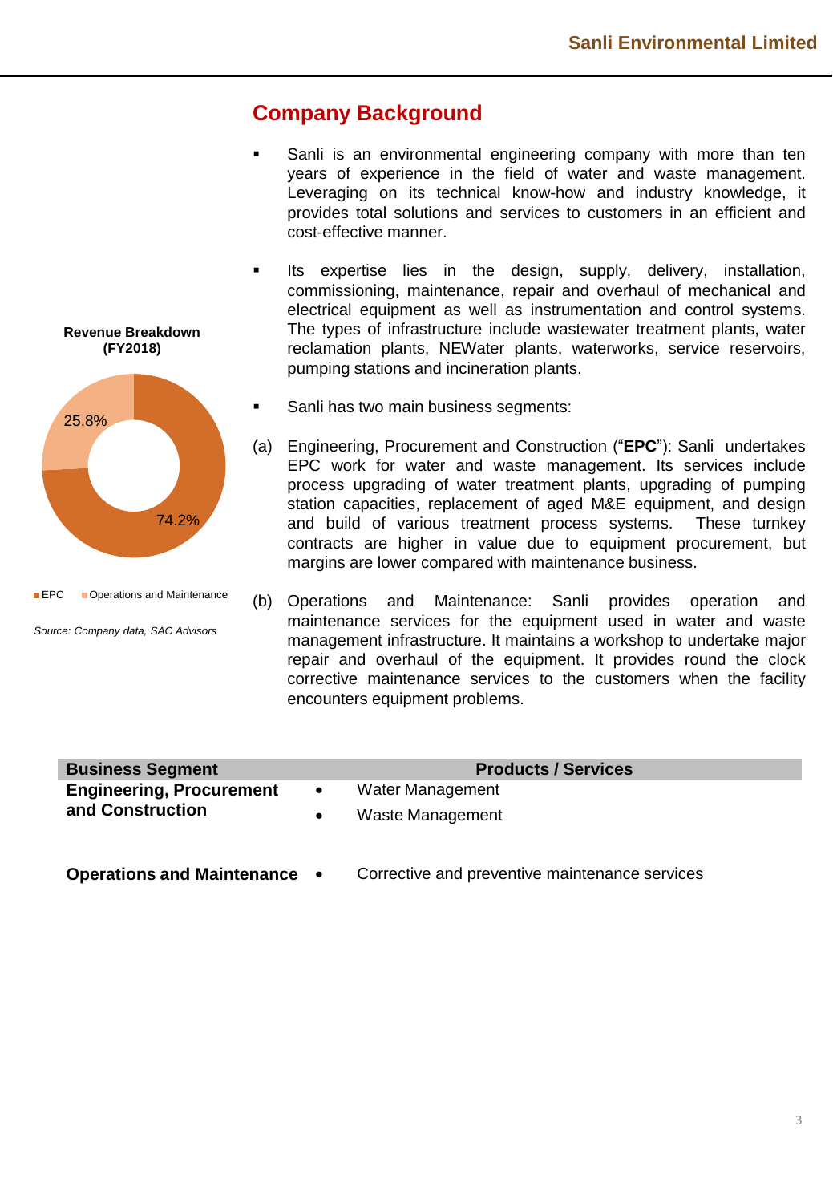## Company Background

- Sanli is an environmental engineering company with more than ten years of experience in the field of water and waste management. Leveraging on its technical know-how and industry knowledge, it provides total solutions and services to customers in an efficient and cost-effective manner.

- Its expertise lies in the design, supply, delivery, installation, commissioning, maintenance, repair and overhaul of mechanical and electrical equipment as well as instrumentation and control systems. The types of infrastructure include wastewater treatment plants, water reclamation plants, NEWater plants, waterworks, service reservoirs, pumping stations and incineration plants.

- Sanli has two main business segments:

(a) Engineering, Procurement and Construction ("**EPC**"): Sanli undertakes EPC work for water and waste management. Its services include process upgrading of water treatment plants, upgrading of pumping station capacities, replacement of aged M&E equipment, and design and build of various treatment process systems. These turnkey contracts are higher in value due to equipment procurement, but margins are lower compared with maintenance business.

(b) Operations and Maintenance: Sanli provides operation and maintenance services for the equipment used in water and waste management infrastructure. It maintains a workshop to undertake major repair and overhaul of the equipment. It provides round the clock corrective maintenance services to the customers when the facility encounters equipment problems.

**Revenue Breakdown (FY2018)**

| Segment | Share |
|---|---|
| EPC | 74.2% |
| Operations and Maintenance | 25.8% |

*Source: Company data, SAC Advisors*

| Business Segment | Products / Services |
|---|---|
| **Engineering, Procurement and Construction** | • Water Management<br>• Waste Management |
| **Operations and Maintenance** | • Corrective and preventive maintenance services |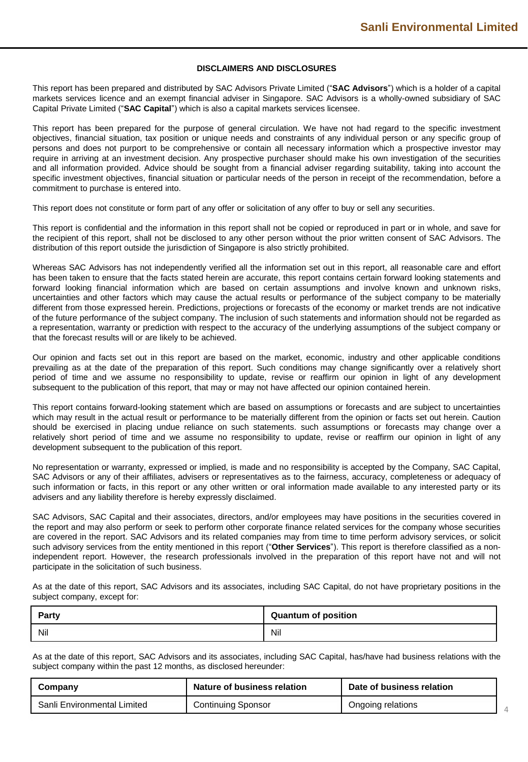## DISCLAIMERS AND DISCLOSURES

This report has been prepared and distributed by SAC Advisors Private Limited ("**SAC Advisors**") which is a holder of a capital markets services licence and an exempt financial adviser in Singapore. SAC Advisors is a wholly-owned subsidiary of SAC Capital Private Limited ("**SAC Capital**") which is also a capital markets services licensee.

This report has been prepared for the purpose of general circulation. We have not had regard to the specific investment objectives, financial situation, tax position or unique needs and constraints of any individual person or any specific group of persons and does not purport to be comprehensive or contain all necessary information which a prospective investor may require in arriving at an investment decision. Any prospective purchaser should make his own investigation of the securities and all information provided. Advice should be sought from a financial adviser regarding suitability, taking into account the specific investment objectives, financial situation or particular needs of the person in receipt of the recommendation, before a commitment to purchase is entered into.

This report does not constitute or form part of any offer or solicitation of any offer to buy or sell any securities.

This report is confidential and the information in this report shall not be copied or reproduced in part or in whole, and save for the recipient of this report, shall not be disclosed to any other person without the prior written consent of SAC Advisors. The distribution of this report outside the jurisdiction of Singapore is also strictly prohibited.

Whereas SAC Advisors has not independently verified all the information set out in this report, all reasonable care and effort has been taken to ensure that the facts stated herein are accurate, this report contains certain forward looking statements and forward looking financial information which are based on certain assumptions and involve known and unknown risks, uncertainties and other factors which may cause the actual results or performance of the subject company to be materially different from those expressed herein. Predictions, projections or forecasts of the economy or market trends are not indicative of the future performance of the subject company. The inclusion of such statements and information should not be regarded as a representation, warranty or prediction with respect to the accuracy of the underlying assumptions of the subject company or that the forecast results will or are likely to be achieved.

Our opinion and facts set out in this report are based on the market, economic, industry and other applicable conditions prevailing as at the date of the preparation of this report. Such conditions may change significantly over a relatively short period of time and we assume no responsibility to update, revise or reaffirm our opinion in light of any development subsequent to the publication of this report, that may or may not have affected our opinion contained herein.

This report contains forward-looking statement which are based on assumptions or forecasts and are subject to uncertainties which may result in the actual result or performance to be materially different from the opinion or facts set out herein. Caution should be exercised in placing undue reliance on such statements. such assumptions or forecasts may change over a relatively short period of time and we assume no responsibility to update, revise or reaffirm our opinion in light of any development subsequent to the publication of this report.

No representation or warranty, expressed or implied, is made and no responsibility is accepted by the Company, SAC Capital, SAC Advisors or any of their affiliates, advisers or representatives as to the fairness, accuracy, completeness or adequacy of such information or facts, in this report or any other written or oral information made available to any interested party or its advisers and any liability therefore is hereby expressly disclaimed.

SAC Advisors, SAC Capital and their associates, directors, and/or employees may have positions in the securities covered in the report and may also perform or seek to perform other corporate finance related services for the company whose securities are covered in the report. SAC Advisors and its related companies may from time to time perform advisory services, or solicit such advisory services from the entity mentioned in this report ("**Other Services**"). This report is therefore classified as a non-independent report. However, the research professionals involved in the preparation of this report have not and will not participate in the solicitation of such business.

As at the date of this report, SAC Advisors and its associates, including SAC Capital, do not have proprietary positions in the subject company, except for:

| Party | Quantum of position |
|---|---|
| Nil | Nil |

As at the date of this report, SAC Advisors and its associates, including SAC Capital, has/have had business relations with the subject company within the past 12 months, as disclosed hereunder:

| Company | Nature of business relation | Date of business relation |
|---|---|---|
| Sanli Environmental Limited | Continuing Sponsor | Ongoing relations |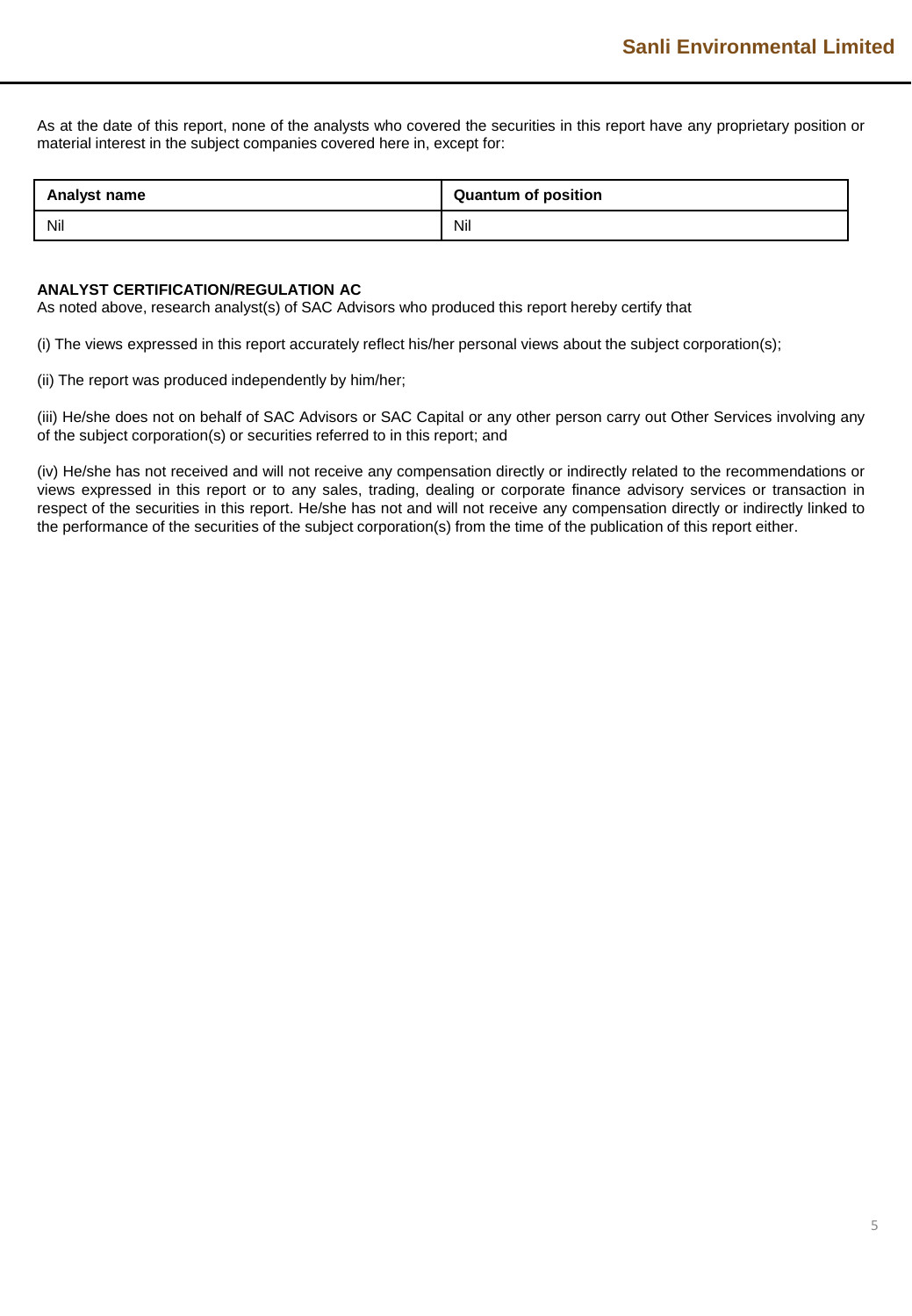As at the date of this report, none of the analysts who covered the securities in this report have any proprietary position or material interest in the subject companies covered here in, except for:

| Analyst name | Quantum of position |
| --- | --- |
| Nil | Nil |

**ANALYST CERTIFICATION/REGULATION AC**

As noted above, research analyst(s) of SAC Advisors who produced this report hereby certify that

(i) The views expressed in this report accurately reflect his/her personal views about the subject corporation(s);

(ii) The report was produced independently by him/her;

(iii) He/she does not on behalf of SAC Advisors or SAC Capital or any other person carry out Other Services involving any of the subject corporation(s) or securities referred to in this report; and

(iv) He/she has not received and will not receive any compensation directly or indirectly related to the recommendations or views expressed in this report or to any sales, trading, dealing or corporate finance advisory services or transaction in respect of the securities in this report. He/she has not and will not receive any compensation directly or indirectly linked to the performance of the securities of the subject corporation(s) from the time of the publication of this report either.